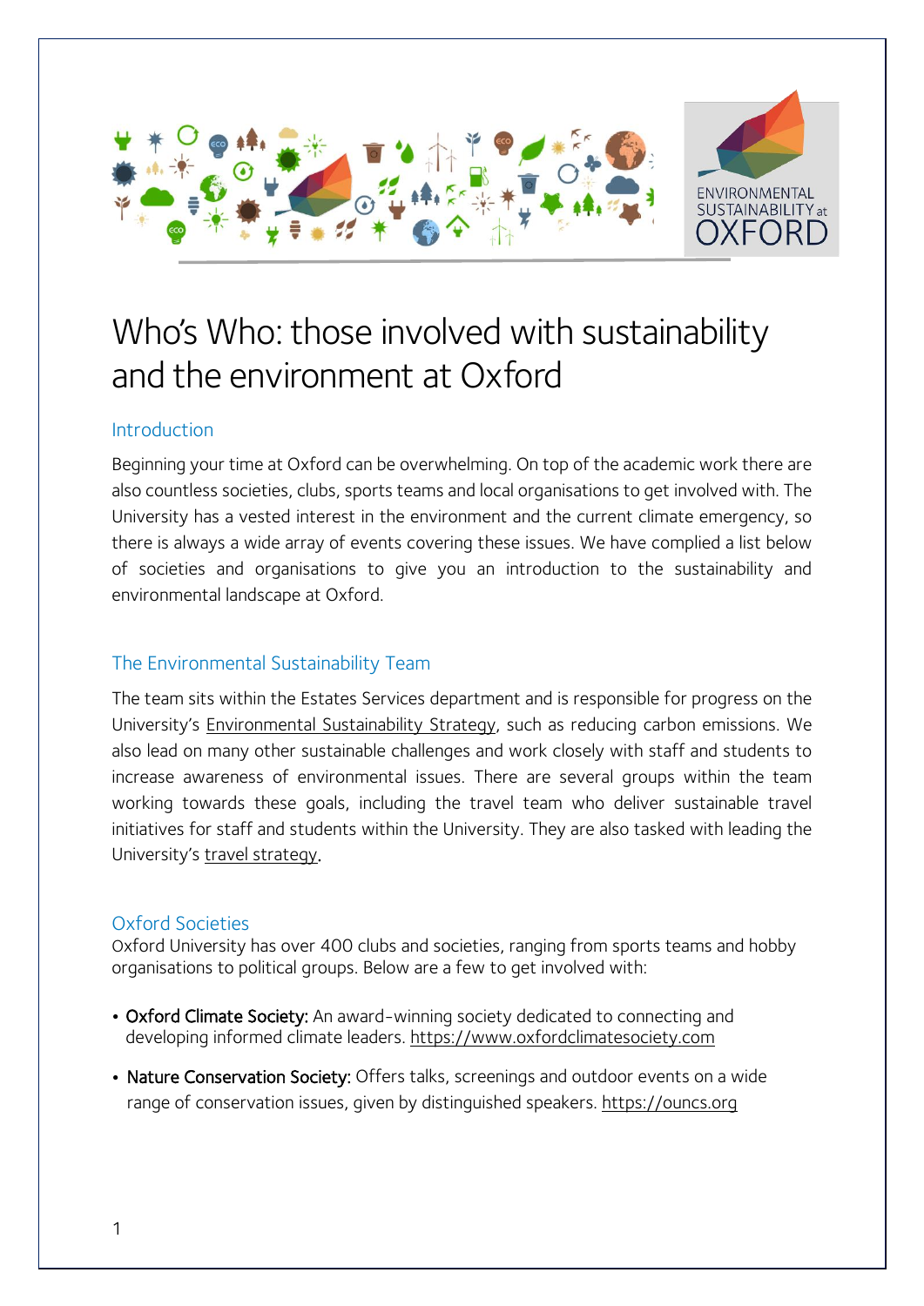# Who's Who: those involved with sustainability and the environment at Oxford

## Introduction

Beginning your time at Oxford can be overwhelming. On top of the academic work there are also countless societies, clubs, sports teams and local organisations to get involved with. The University has a vested interest in the environment and the current climate emergency, so there is always a wide array of events covering these issues. We have complied a list below of societies and organisations to give you an introduction to the sustainability and environmental landscape at Oxford.

## The Environmental Sustainability Team

The team sits within the Estates Services department and is responsible for progress on the University's Environmental Sustainability Strategy, such as reducing carbon emissions. We also lead on many other sustainable challenges and work closely with staff and students to increase awareness of environmental issues. There are several groups within the team working towards these goals, including the travel team who deliver sustainable travel initiatives for staff and students within the University. They are also tasked with leading the University's travel strategy.

## Oxford Societies

Oxford University has over 400 clubs and societies, ranging from sports teams and hobby organisations to political groups. Below are a few to get involved with:

- Oxford Climate Society: An award-winning society dedicated to connecting and developing informed climate leaders. https://www.oxfordclimatesociety.com
- Nature Conservation Society: Offers talks, screenings and outdoor events on a wide range of conservation issues, given by distinguished speakers. https://ouncs.org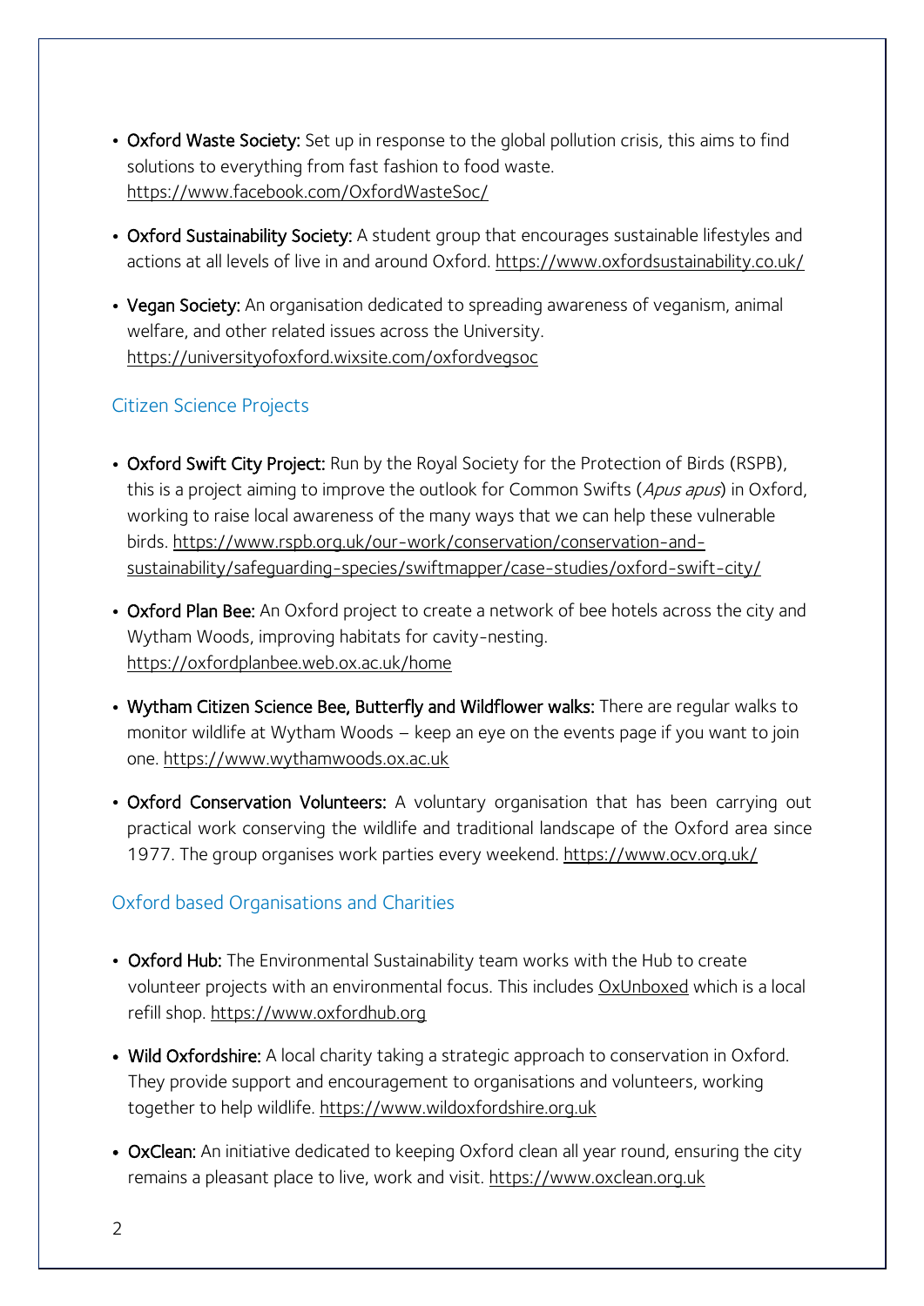- **Oxford Waste Society:** Set up in response to the global pollution crisis, this aims to find solutions to everything from fast fashion to food waste. https://www.facebook.com/OxfordWasteSoc/

- **Oxford Sustainability Society:** A student group that encourages sustainable lifestyles and actions at all levels of live in and around Oxford. https://www.oxfordsustainability.co.uk/

- **Vegan Society:** An organisation dedicated to spreading awareness of veganism, animal welfare, and other related issues across the University. https://universityofoxford.wixsite.com/oxfordvegsoc

## Citizen Science Projects

- **Oxford Swift City Project:** Run by the Royal Society for the Protection of Birds (RSPB), this is a project aiming to improve the outlook for Common Swifts (*Apus apus*) in Oxford, working to raise local awareness of the many ways that we can help these vulnerable birds. https://www.rspb.org.uk/our-work/conservation/conservation-and-sustainability/safeguarding-species/swiftmapper/case-studies/oxford-swift-city/

- **Oxford Plan Bee:** An Oxford project to create a network of bee hotels across the city and Wytham Woods, improving habitats for cavity-nesting. https://oxfordplanbee.web.ox.ac.uk/home

- **Wytham Citizen Science Bee, Butterfly and Wildflower walks:** There are regular walks to monitor wildlife at Wytham Woods – keep an eye on the events page if you want to join one. https://www.wythamwoods.ox.ac.uk

- **Oxford Conservation Volunteers:** A voluntary organisation that has been carrying out practical work conserving the wildlife and traditional landscape of the Oxford area since 1977. The group organises work parties every weekend. https://www.ocv.org.uk/

## Oxford based Organisations and Charities

- **Oxford Hub:** The Environmental Sustainability team works with the Hub to create volunteer projects with an environmental focus. This includes OxUnboxed which is a local refill shop. https://www.oxfordhub.org

- **Wild Oxfordshire:** A local charity taking a strategic approach to conservation in Oxford. They provide support and encouragement to organisations and volunteers, working together to help wildlife. https://www.wildoxfordshire.org.uk

- **OxClean:** An initiative dedicated to keeping Oxford clean all year round, ensuring the city remains a pleasant place to live, work and visit. https://www.oxclean.org.uk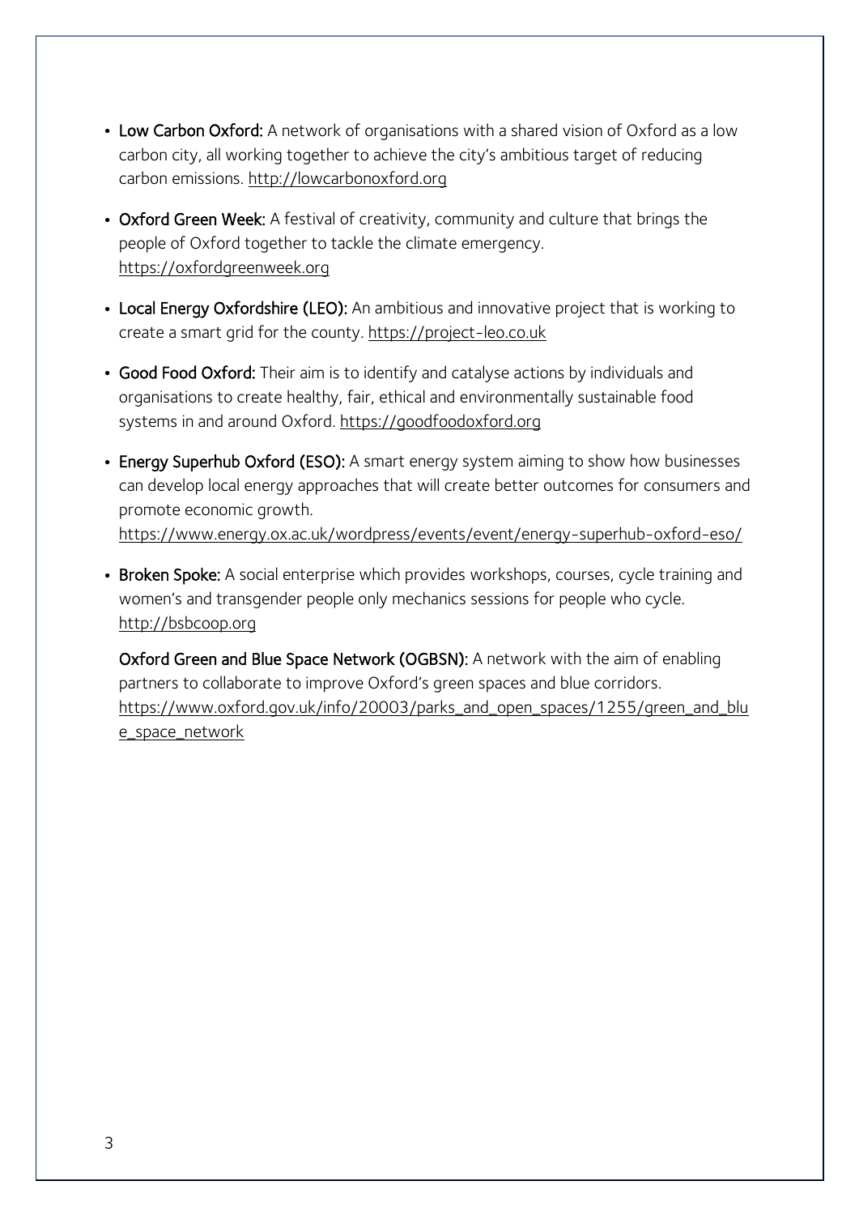- **Low Carbon Oxford:** A network of organisations with a shared vision of Oxford as a low carbon city, all working together to achieve the city's ambitious target of reducing carbon emissions. http://lowcarbonoxford.org

- **Oxford Green Week:** A festival of creativity, community and culture that brings the people of Oxford together to tackle the climate emergency. https://oxfordgreenweek.org

- **Local Energy Oxfordshire (LEO):** An ambitious and innovative project that is working to create a smart grid for the county. https://project-leo.co.uk

- **Good Food Oxford:** Their aim is to identify and catalyse actions by individuals and organisations to create healthy, fair, ethical and environmentally sustainable food systems in and around Oxford. https://goodfoodoxford.org

- **Energy Superhub Oxford (ESO):** A smart energy system aiming to show how businesses can develop local energy approaches that will create better outcomes for consumers and promote economic growth. https://www.energy.ox.ac.uk/wordpress/events/event/energy-superhub-oxford-eso/

- **Broken Spoke:** A social enterprise which provides workshops, courses, cycle training and women's and transgender people only mechanics sessions for people who cycle. http://bsbcoop.org

  **Oxford Green and Blue Space Network (OGBSN):** A network with the aim of enabling partners to collaborate to improve Oxford's green spaces and blue corridors. https://www.oxford.gov.uk/info/20003/parks_and_open_spaces/1255/green_and_blue_space_network